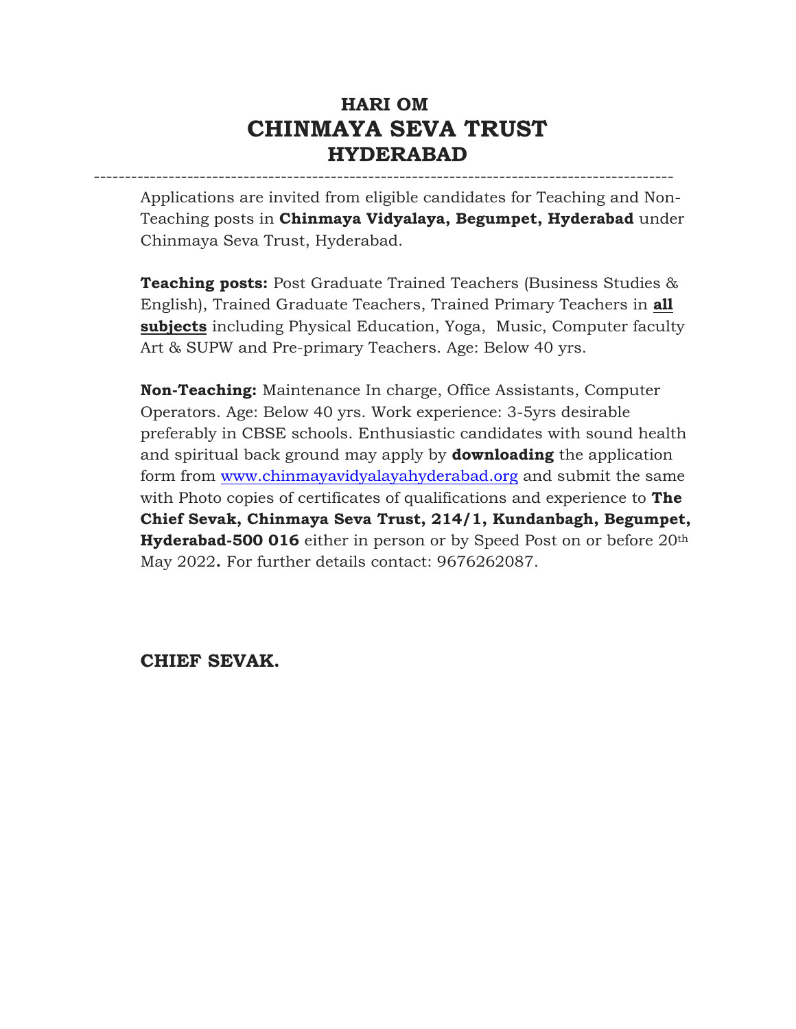# HARI OM
# CHINMAYA SEVA TRUST
# HYDERABAD

---

Applications are invited from eligible candidates for Teaching and Non-Teaching posts in **Chinmaya Vidyalaya, Begumpet, Hyderabad** under Chinmaya Seva Trust, Hyderabad.

**Teaching posts:** Post Graduate Trained Teachers (Business Studies & English), Trained Graduate Teachers, Trained Primary Teachers in **<u>all subjects</u>** including Physical Education, Yoga, Music, Computer faculty Art & SUPW and Pre-primary Teachers. Age: Below 40 yrs.

**Non-Teaching:** Maintenance In charge, Office Assistants, Computer Operators. Age: Below 40 yrs. Work experience: 3-5yrs desirable preferably in CBSE schools. Enthusiastic candidates with sound health and spiritual back ground may apply by **downloading** the application form from www.chinmayavidyalayahyderabad.org and submit the same with Photo copies of certificates of qualifications and experience to **The Chief Sevak, Chinmaya Seva Trust, 214/1, Kundanbagh, Begumpet, Hyderabad-500 016** either in person or by Speed Post on or before 20th May 2022**.** For further details contact: 9676262087.

**CHIEF SEVAK.**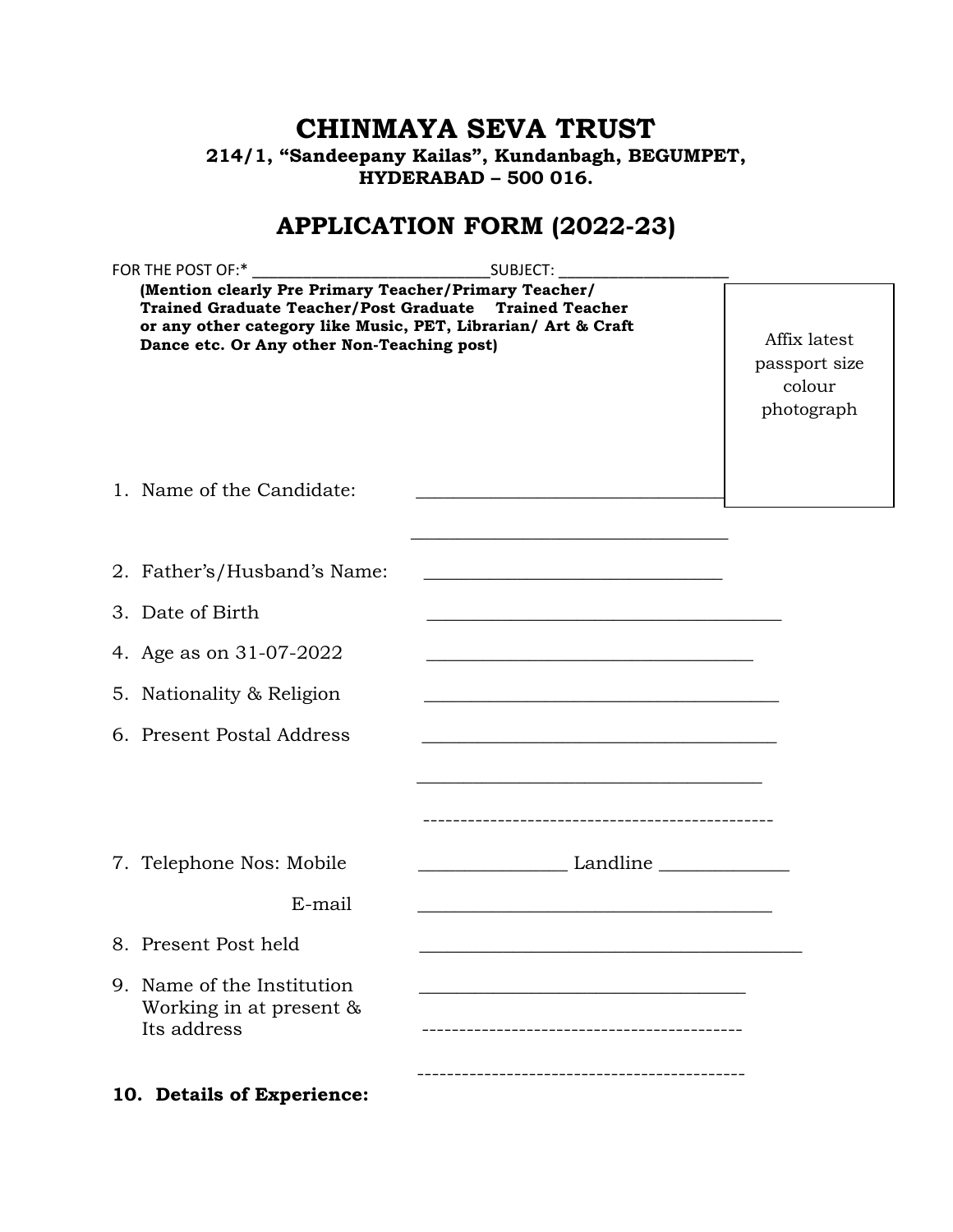# CHINMAYA SEVA TRUST

**214/1, "Sandeepany Kailas", Kundanbagh, BEGUMPET,**
**HYDERABAD – 500 016.**

## APPLICATION FORM (2022-23)

FOR THE POST OF:* ____________________________ SUBJECT: ____________________

**(Mention clearly Pre Primary Teacher/Primary Teacher/ Trained Graduate Teacher/Post Graduate Trained Teacher or any other category like Music, PET, Librarian/ Art & Craft Dance etc. Or Any other Non-Teaching post)**

Affix latest passport size colour photograph

1. Name of the Candidate: __________________________________

   __________________________________

2. Father's/Husband's Name: ______________________________
3. Date of Birth ______________________________________
4. Age as on 31-07-2022 __________________________________
5. Nationality & Religion _____________________________________
6. Present Postal Address ____________________________________

   ____________________________________

   ------------------------------------------------

7. Telephone Nos: Mobile _______________ Landline _____________

   E-mail ____________________________________

8. Present Post held ________________________________________
9. Name of the Institution Working in at present & Its address ________________________________

   --------------------------------------------

   --------------------------------------------

**10. Details of Experience:**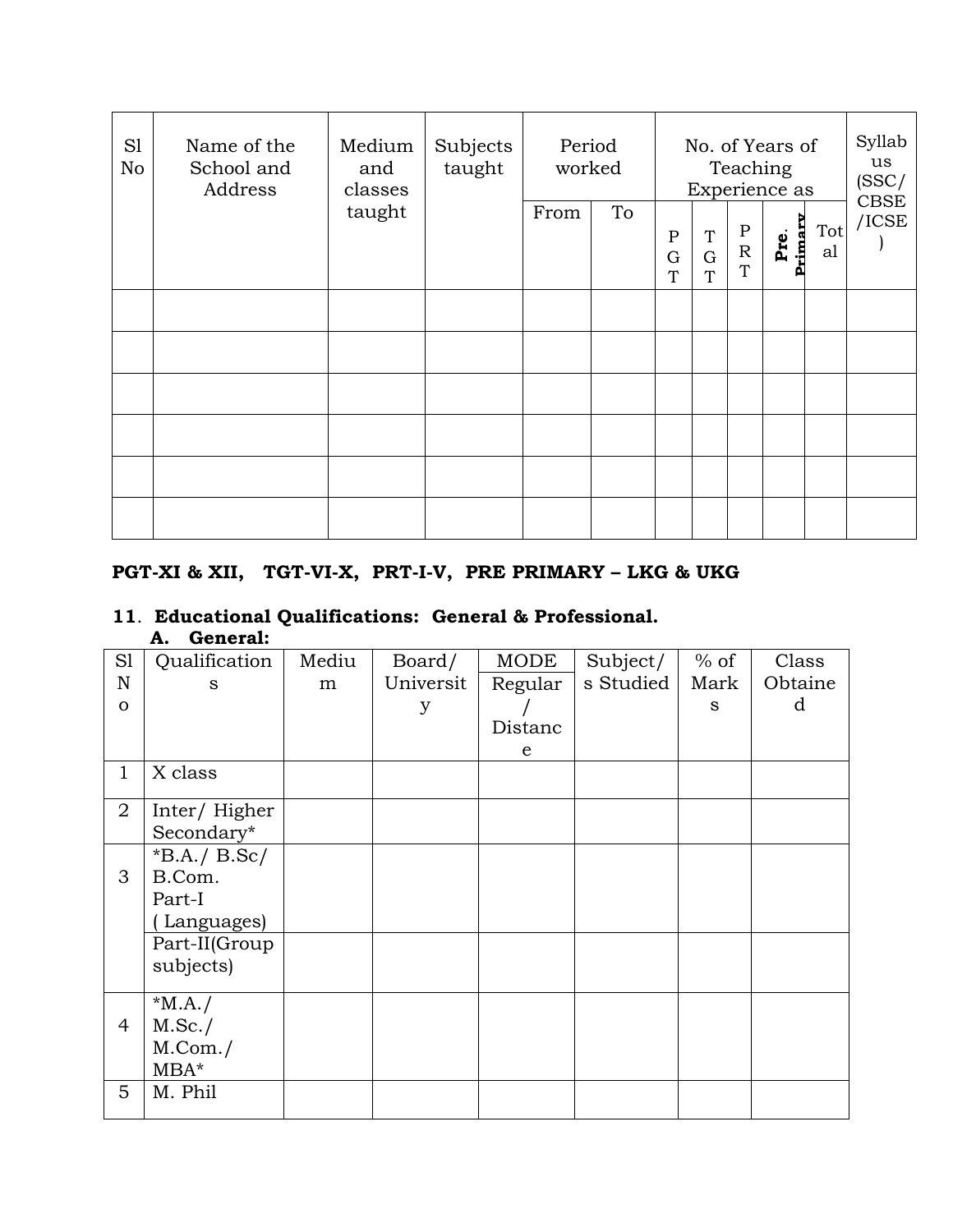| Sl No | Name of the School and Address | Medium and classes taught | Subjects taught | Period worked | | No. of Years of Teaching Experience as | | | | | Syllabus (SSC/ CBSE /ICSE) |
|---|---|---|---|---|---|---|---|---|---|---|---|
| | | | | From | To | PGT | TGT | PRT | Pre. Primary | Total | |
| | | | | | | | | | | | |
| | | | | | | | | | | | |
| | | | | | | | | | | | |
| | | | | | | | | | | | |
| | | | | | | | | | | | |
| | | | | | | | | | | | |

**PGT-XI & XII, TGT-VI-X, PRT-I-V, PRE PRIMARY – LKG & UKG**

**11. Educational Qualifications: General & Professional.**

**A. General:**

| Sl No | Qualifications | Medium | Board/ University | MODE Regular / Distance | Subject/ s Studied | % of Marks | Class Obtained |
|---|---|---|---|---|---|---|---|
| 1 | X class | | | | | | |
| 2 | Inter/ Higher Secondary* | | | | | | |
| 3 | *B.A./ B.Sc/ B.Com. Part-I ( Languages) | | | | | | |
| | Part-II(Group subjects) | | | | | | |
| 4 | *M.A./ M.Sc./ M.Com./ MBA* | | | | | | |
| 5 | M. Phil | | | | | | |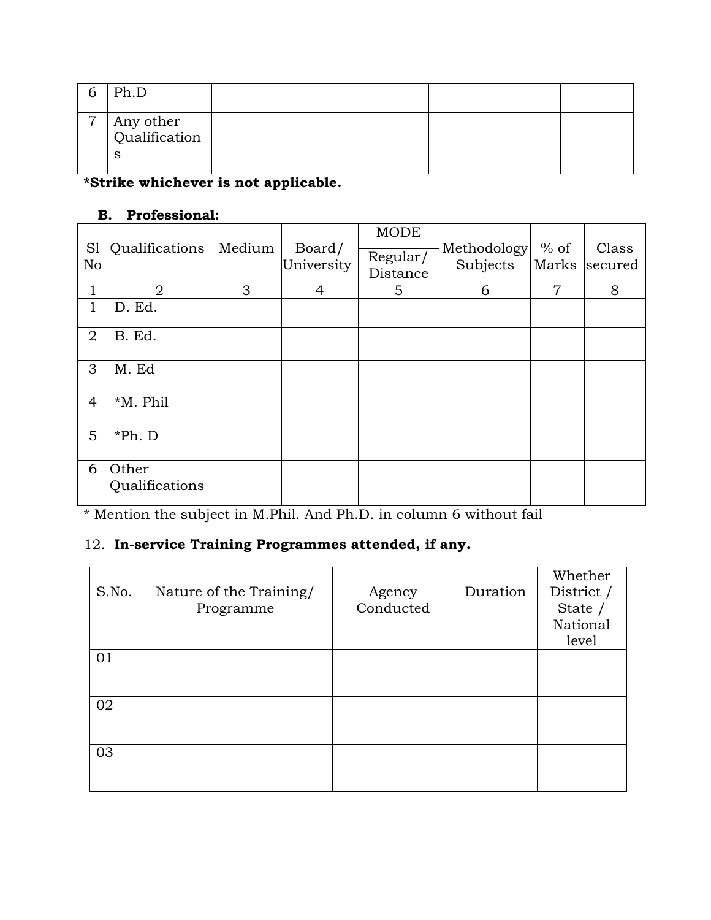| 6 | Ph.D | | | | | | |
|---|---|---|---|---|---|---|---|
| 7 | Any other Qualifications | | | | | | |

**\*Strike whichever is not applicable.**

**B. Professional:**

| Sl No | Qualifications | Medium | Board/ University | MODE Regular/ Distance | Methodology Subjects | % of Marks | Class secured |
|---|---|---|---|---|---|---|---|
| 1 | 2 | 3 | 4 | 5 | 6 | 7 | 8 |
| 1 | D. Ed. | | | | | | |
| 2 | B. Ed. | | | | | | |
| 3 | M. Ed | | | | | | |
| 4 | *M. Phil | | | | | | |
| 5 | *Ph. D | | | | | | |
| 6 | Other Qualifications | | | | | | |

* Mention the subject in M.Phil. And Ph.D. in column 6 without fail

12. **In-service Training Programmes attended, if any.**

| S.No. | Nature of the Training/ Programme | Agency Conducted | Duration | Whether District / State / National level |
|---|---|---|---|---|
| 01 | | | | |
| 02 | | | | |
| 03 | | | | |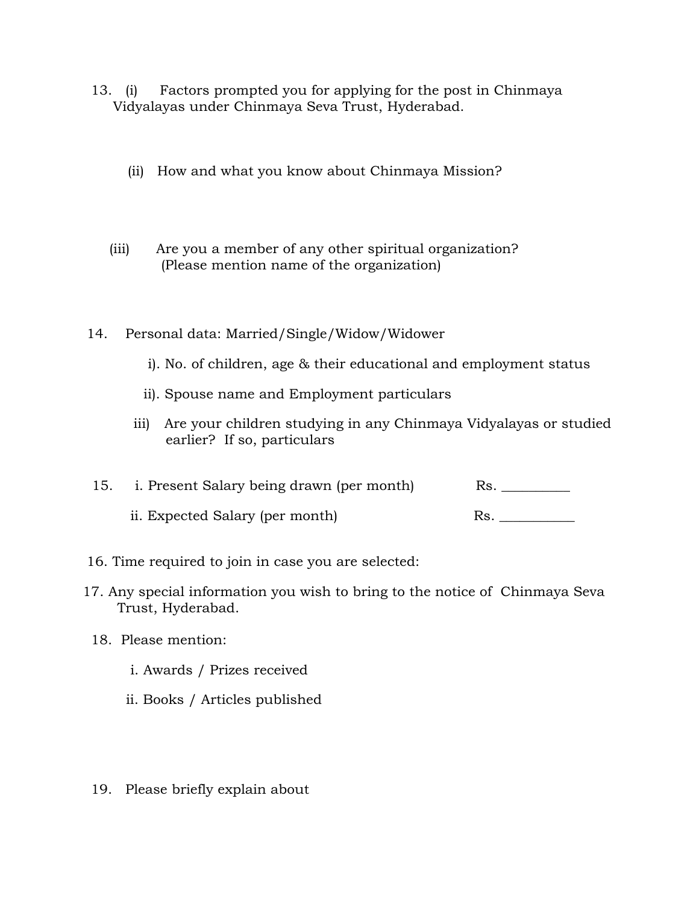13. (i) Factors prompted you for applying for the post in Chinmaya Vidyalayas under Chinmaya Seva Trust, Hyderabad.

    (ii) How and what you know about Chinmaya Mission?

    (iii) Are you a member of any other spiritual organization? (Please mention name of the organization)

14. Personal data: Married/Single/Widow/Widower

    i). No. of children, age & their educational and employment status

    ii). Spouse name and Employment particulars

    iii) Are your children studying in any Chinmaya Vidyalayas or studied earlier? If so, particulars

15. i. Present Salary being drawn (per month) Rs. __________

    ii. Expected Salary (per month) Rs. ___________

16. Time required to join in case you are selected:

17. Any special information you wish to bring to the notice of Chinmaya Seva Trust, Hyderabad.

18. Please mention:

    i. Awards / Prizes received

    ii. Books / Articles published

19. Please briefly explain about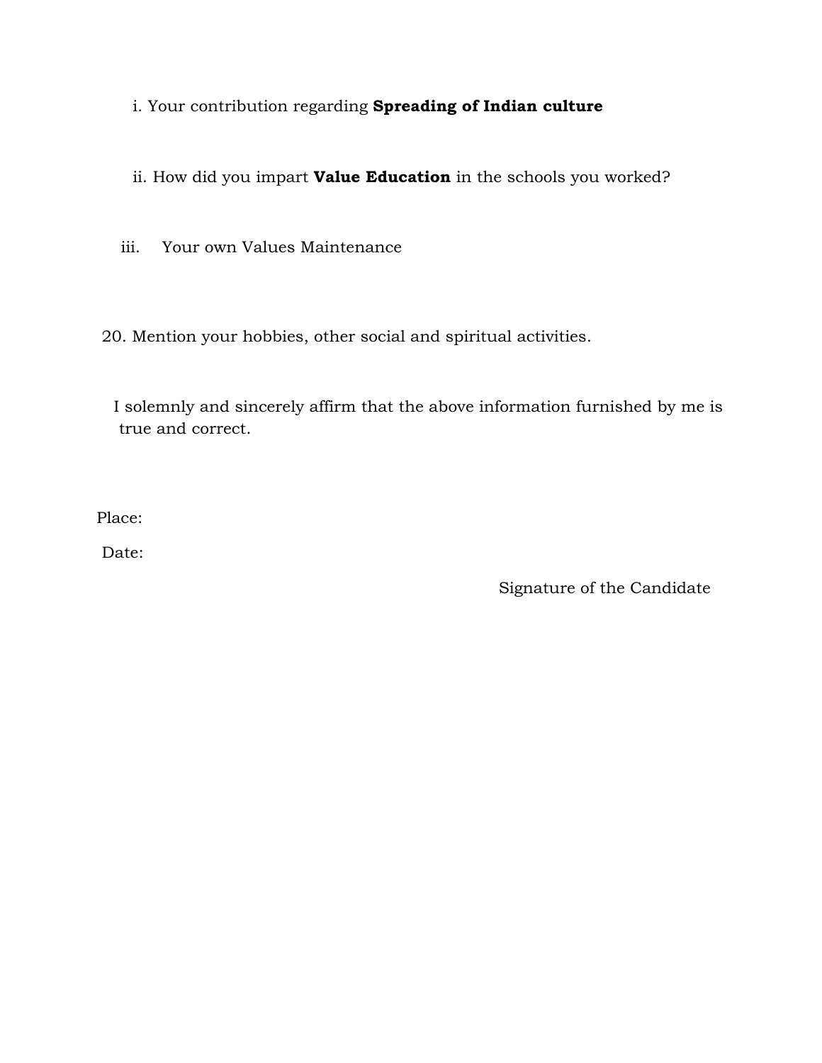i. Your contribution regarding **Spreading of Indian culture**

ii. How did you impart **Value Education** in the schools you worked?

iii. Your own Values Maintenance

20. Mention your hobbies, other social and spiritual activities.

I solemnly and sincerely affirm that the above information furnished by me is true and correct.

Place:

Date:

Signature of the Candidate